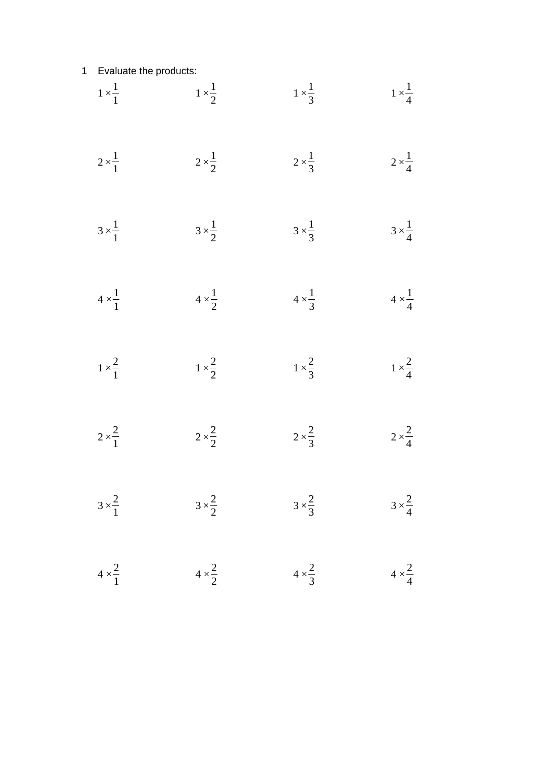1 Evaluate the products:

$1 \times \frac{1}{1}$ $\quad$ $1 \times \frac{1}{2}$ $\quad$ $1 \times \frac{1}{3}$ $\quad$ $1 \times \frac{1}{4}$

$2 \times \frac{1}{1}$ $\quad$ $2 \times \frac{1}{2}$ $\quad$ $2 \times \frac{1}{3}$ $\quad$ $2 \times \frac{1}{4}$

$3 \times \frac{1}{1}$ $\quad$ $3 \times \frac{1}{2}$ $\quad$ $3 \times \frac{1}{3}$ $\quad$ $3 \times \frac{1}{4}$

$4 \times \frac{1}{1}$ $\quad$ $4 \times \frac{1}{2}$ $\quad$ $4 \times \frac{1}{3}$ $\quad$ $4 \times \frac{1}{4}$

$1 \times \frac{2}{1}$ $\quad$ $1 \times \frac{2}{2}$ $\quad$ $1 \times \frac{2}{3}$ $\quad$ $1 \times \frac{2}{4}$

$2 \times \frac{2}{1}$ $\quad$ $2 \times \frac{2}{2}$ $\quad$ $2 \times \frac{2}{3}$ $\quad$ $2 \times \frac{2}{4}$

$3 \times \frac{2}{1}$ $\quad$ $3 \times \frac{2}{2}$ $\quad$ $3 \times \frac{2}{3}$ $\quad$ $3 \times \frac{2}{4}$

$4 \times \frac{2}{1}$ $\quad$ $4 \times \frac{2}{2}$ $\quad$ $4 \times \frac{2}{3}$ $\quad$ $4 \times \frac{2}{4}$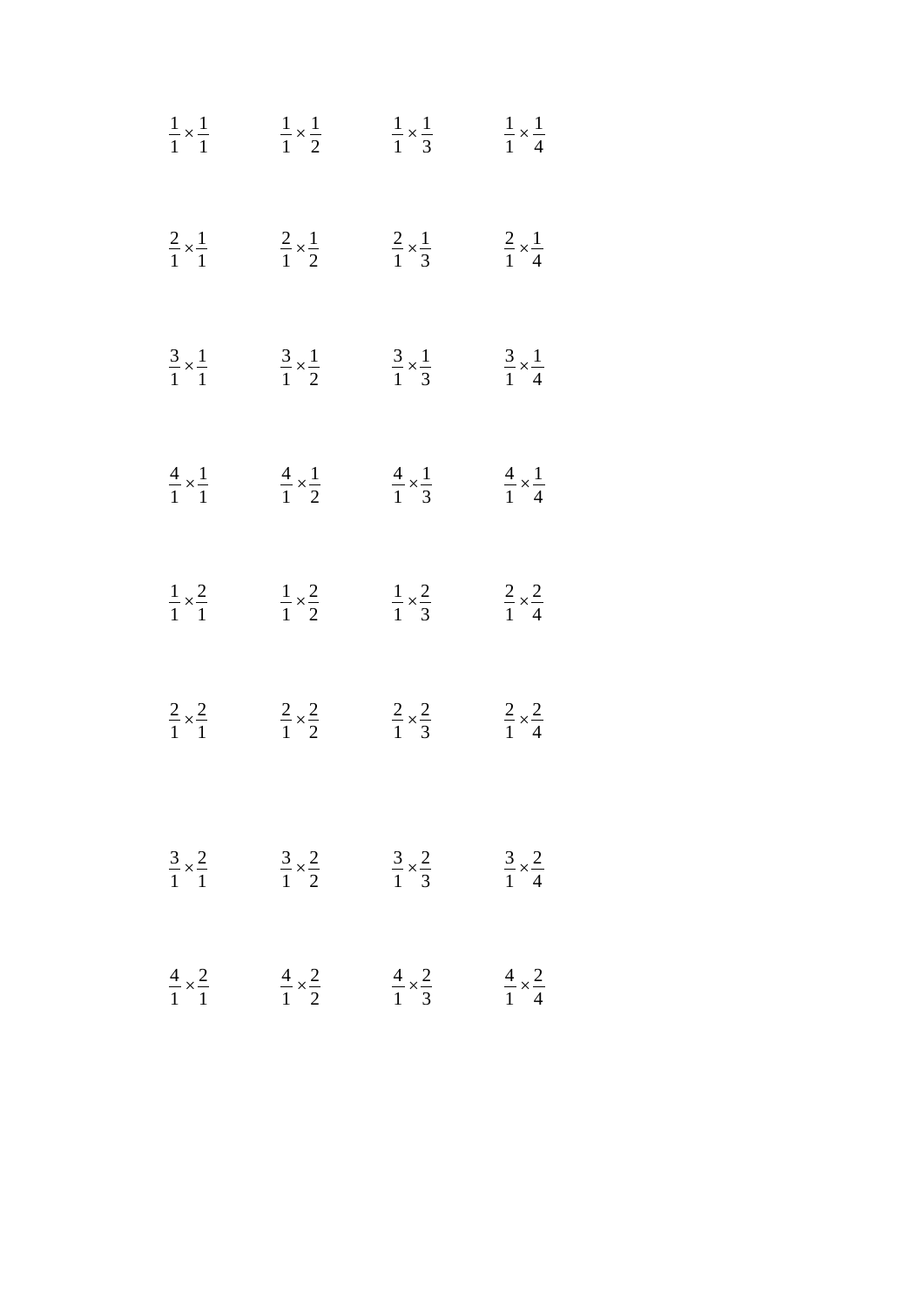$\frac{1}{1} \times \frac{1}{1}$ $\frac{1}{1} \times \frac{1}{2}$ $\frac{1}{1} \times \frac{1}{3}$ $\frac{1}{1} \times \frac{1}{4}$

$\frac{2}{1} \times \frac{1}{1}$ $\frac{2}{1} \times \frac{1}{2}$ $\frac{2}{1} \times \frac{1}{3}$ $\frac{2}{1} \times \frac{1}{4}$

$\frac{3}{1} \times \frac{1}{1}$ $\frac{3}{1} \times \frac{1}{2}$ $\frac{3}{1} \times \frac{1}{3}$ $\frac{3}{1} \times \frac{1}{4}$

$\frac{4}{1} \times \frac{1}{1}$ $\frac{4}{1} \times \frac{1}{2}$ $\frac{4}{1} \times \frac{1}{3}$ $\frac{4}{1} \times \frac{1}{4}$

$\frac{1}{1} \times \frac{2}{1}$ $\frac{1}{1} \times \frac{2}{2}$ $\frac{1}{1} \times \frac{2}{3}$ $\frac{2}{1} \times \frac{2}{4}$

$\frac{2}{1} \times \frac{2}{1}$ $\frac{2}{1} \times \frac{2}{2}$ $\frac{2}{1} \times \frac{2}{3}$ $\frac{2}{1} \times \frac{2}{4}$

$\frac{3}{1} \times \frac{2}{1}$ $\frac{3}{1} \times \frac{2}{2}$ $\frac{3}{1} \times \frac{2}{3}$ $\frac{3}{1} \times \frac{2}{4}$

$\frac{4}{1} \times \frac{2}{1}$ $\frac{4}{1} \times \frac{2}{2}$ $\frac{4}{1} \times \frac{2}{3}$ $\frac{4}{1} \times \frac{2}{4}$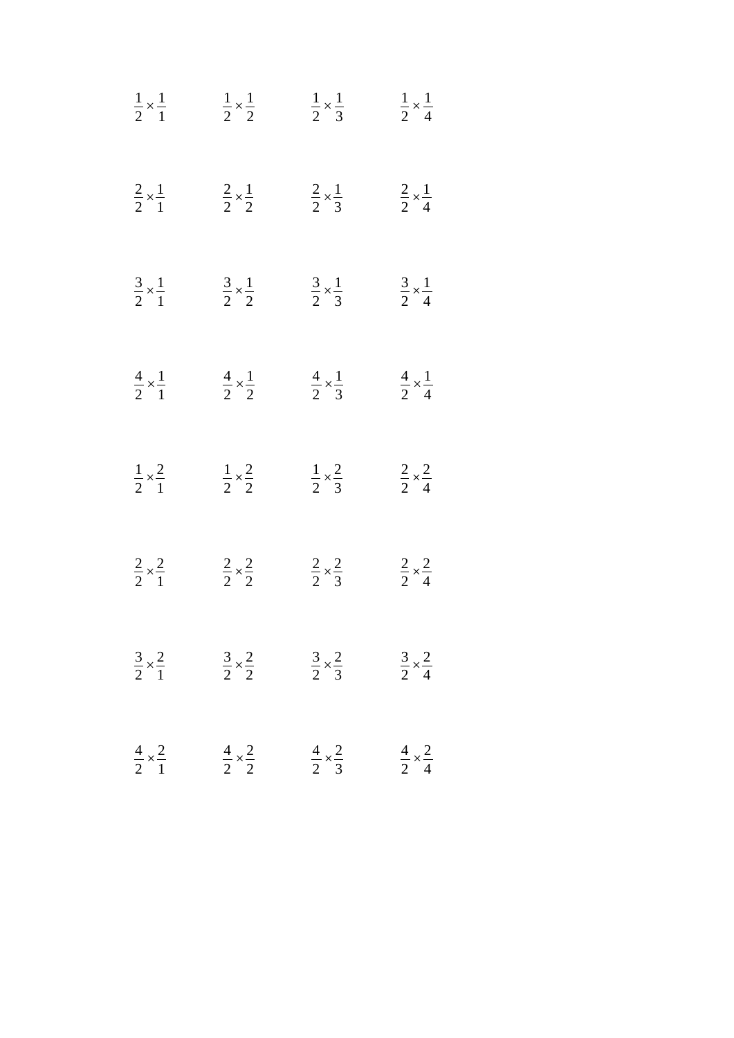$\frac{1}{2}\times\frac{1}{1}$ $\frac{1}{2}\times\frac{1}{2}$ $\frac{1}{2}\times\frac{1}{3}$ $\frac{1}{2}\times\frac{1}{4}$

$\frac{2}{2}\times\frac{1}{1}$ $\frac{2}{2}\times\frac{1}{2}$ $\frac{2}{2}\times\frac{1}{3}$ $\frac{2}{2}\times\frac{1}{4}$

$\frac{3}{2}\times\frac{1}{1}$ $\frac{3}{2}\times\frac{1}{2}$ $\frac{3}{2}\times\frac{1}{3}$ $\frac{3}{2}\times\frac{1}{4}$

$\frac{4}{2}\times\frac{1}{1}$ $\frac{4}{2}\times\frac{1}{2}$ $\frac{4}{2}\times\frac{1}{3}$ $\frac{4}{2}\times\frac{1}{4}$

$\frac{1}{2}\times\frac{2}{1}$ $\frac{1}{2}\times\frac{2}{2}$ $\frac{1}{2}\times\frac{2}{3}$ $\frac{2}{2}\times\frac{2}{4}$

$\frac{2}{2}\times\frac{2}{1}$ $\frac{2}{2}\times\frac{2}{2}$ $\frac{2}{2}\times\frac{2}{3}$ $\frac{2}{2}\times\frac{2}{4}$

$\frac{3}{2}\times\frac{2}{1}$ $\frac{3}{2}\times\frac{2}{2}$ $\frac{3}{2}\times\frac{2}{3}$ $\frac{3}{2}\times\frac{2}{4}$

$\frac{4}{2}\times\frac{2}{1}$ $\frac{4}{2}\times\frac{2}{2}$ $\frac{4}{2}\times\frac{2}{3}$ $\frac{4}{2}\times\frac{2}{4}$